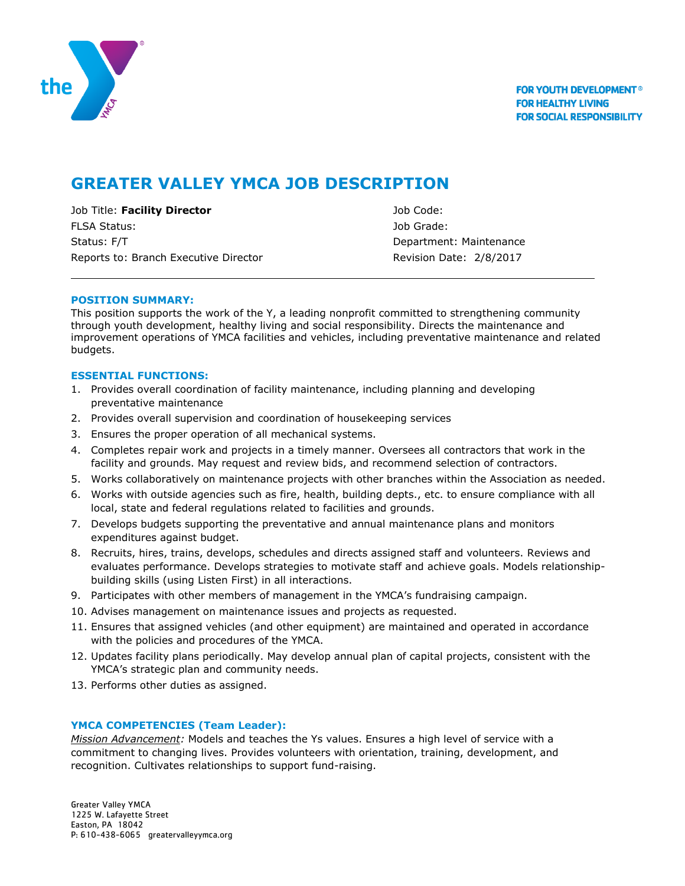FOR YOUTH DEVELOPMENT®
FOR HEALTHY LIVING
FOR SOCIAL RESPONSIBILITY

# GREATER VALLEY YMCA JOB DESCRIPTION

| | |
|---|---|
| Job Title: **Facility Director** | Job Code: |
| FLSA Status: | Job Grade: |
| Status: F/T | Department: Maintenance |
| Reports to: Branch Executive Director | Revision Date: 2/8/2017 |

---

## POSITION SUMMARY:

This position supports the work of the Y, a leading nonprofit committed to strengthening community through youth development, healthy living and social responsibility. Directs the maintenance and improvement operations of YMCA facilities and vehicles, including preventative maintenance and related budgets.

## ESSENTIAL FUNCTIONS:

1. Provides overall coordination of facility maintenance, including planning and developing preventative maintenance
2. Provides overall supervision and coordination of housekeeping services
3. Ensures the proper operation of all mechanical systems.
4. Completes repair work and projects in a timely manner. Oversees all contractors that work in the facility and grounds. May request and review bids, and recommend selection of contractors.
5. Works collaboratively on maintenance projects with other branches within the Association as needed.
6. Works with outside agencies such as fire, health, building depts., etc. to ensure compliance with all local, state and federal regulations related to facilities and grounds.
7. Develops budgets supporting the preventative and annual maintenance plans and monitors expenditures against budget.
8. Recruits, hires, trains, develops, schedules and directs assigned staff and volunteers. Reviews and evaluates performance. Develops strategies to motivate staff and achieve goals. Models relationship-building skills (using Listen First) in all interactions.
9. Participates with other members of management in the YMCA's fundraising campaign.
10. Advises management on maintenance issues and projects as requested.
11. Ensures that assigned vehicles (and other equipment) are maintained and operated in accordance with the policies and procedures of the YMCA.
12. Updates facility plans periodically. May develop annual plan of capital projects, consistent with the YMCA's strategic plan and community needs.
13. Performs other duties as assigned.

## YMCA COMPETENCIES (Team Leader):

*Mission Advancement:* Models and teaches the Ys values. Ensures a high level of service with a commitment to changing lives. Provides volunteers with orientation, training, development, and recognition. Cultivates relationships to support fund-raising.

Greater Valley YMCA
1225 W. Lafayette Street
Easton, PA 18042
P: 610-438-6065 greatervalleyymca.org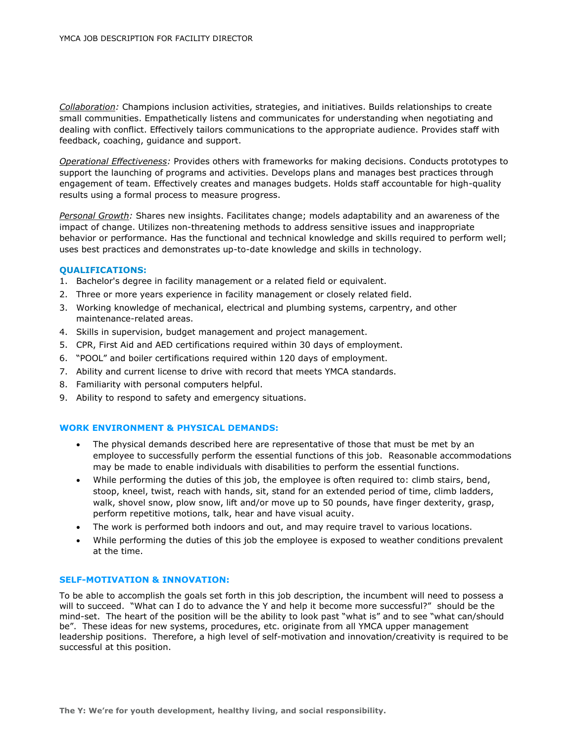*Collaboration:* Champions inclusion activities, strategies, and initiatives. Builds relationships to create small communities. Empathetically listens and communicates for understanding when negotiating and dealing with conflict. Effectively tailors communications to the appropriate audience. Provides staff with feedback, coaching, guidance and support.

*Operational Effectiveness:* Provides others with frameworks for making decisions. Conducts prototypes to support the launching of programs and activities. Develops plans and manages best practices through engagement of team. Effectively creates and manages budgets. Holds staff accountable for high-quality results using a formal process to measure progress.

*Personal Growth:* Shares new insights. Facilitates change; models adaptability and an awareness of the impact of change. Utilizes non-threatening methods to address sensitive issues and inappropriate behavior or performance. Has the functional and technical knowledge and skills required to perform well; uses best practices and demonstrates up-to-date knowledge and skills in technology.

## QUALIFICATIONS:

1. Bachelor's degree in facility management or a related field or equivalent.
2. Three or more years experience in facility management or closely related field.
3. Working knowledge of mechanical, electrical and plumbing systems, carpentry, and other maintenance-related areas.
4. Skills in supervision, budget management and project management.
5. CPR, First Aid and AED certifications required within 30 days of employment.
6. "POOL" and boiler certifications required within 120 days of employment.
7. Ability and current license to drive with record that meets YMCA standards.
8. Familiarity with personal computers helpful.
9. Ability to respond to safety and emergency situations.

## WORK ENVIRONMENT & PHYSICAL DEMANDS:

- The physical demands described here are representative of those that must be met by an employee to successfully perform the essential functions of this job. Reasonable accommodations may be made to enable individuals with disabilities to perform the essential functions.
- While performing the duties of this job, the employee is often required to: climb stairs, bend, stoop, kneel, twist, reach with hands, sit, stand for an extended period of time, climb ladders, walk, shovel snow, plow snow, lift and/or move up to 50 pounds, have finger dexterity, grasp, perform repetitive motions, talk, hear and have visual acuity.
- The work is performed both indoors and out, and may require travel to various locations.
- While performing the duties of this job the employee is exposed to weather conditions prevalent at the time.

## SELF-MOTIVATION & INNOVATION:

To be able to accomplish the goals set forth in this job description, the incumbent will need to possess a will to succeed. "What can I do to advance the Y and help it become more successful?" should be the mind-set. The heart of the position will be the ability to look past "what is" and to see "what can/should be". These ideas for new systems, procedures, etc. originate from all YMCA upper management leadership positions. Therefore, a high level of self-motivation and innovation/creativity is required to be successful at this position.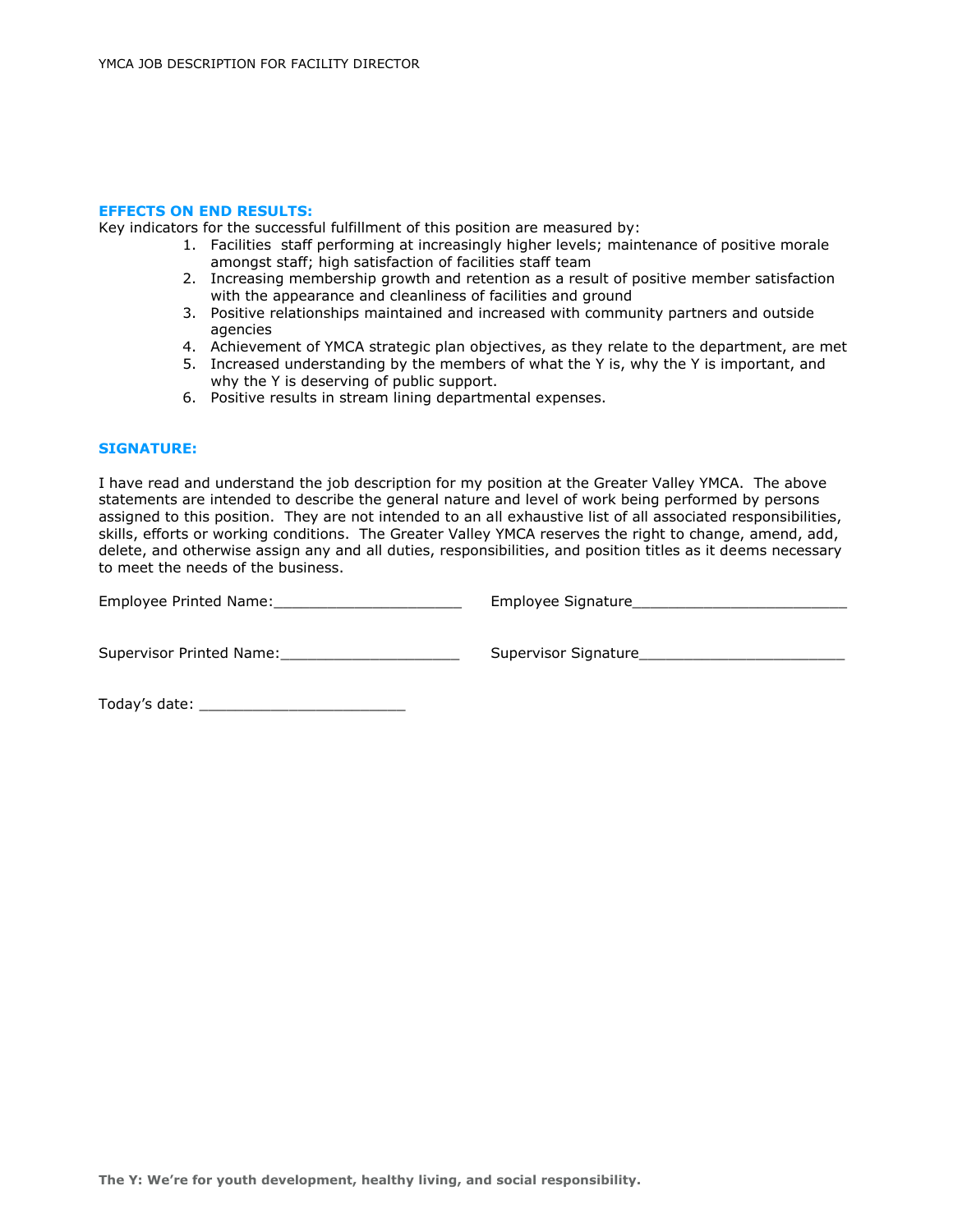## EFFECTS ON END RESULTS:

Key indicators for the successful fulfillment of this position are measured by:

1. Facilities staff performing at increasingly higher levels; maintenance of positive morale amongst staff; high satisfaction of facilities staff team
2. Increasing membership growth and retention as a result of positive member satisfaction with the appearance and cleanliness of facilities and ground
3. Positive relationships maintained and increased with community partners and outside agencies
4. Achievement of YMCA strategic plan objectives, as they relate to the department, are met
5. Increased understanding by the members of what the Y is, why the Y is important, and why the Y is deserving of public support.
6. Positive results in stream lining departmental expenses.

## SIGNATURE:

I have read and understand the job description for my position at the Greater Valley YMCA. The above statements are intended to describe the general nature and level of work being performed by persons assigned to this position. They are not intended to an all exhaustive list of all associated responsibilities, skills, efforts or working conditions. The Greater Valley YMCA reserves the right to change, amend, add, delete, and otherwise assign any and all duties, responsibilities, and position titles as it deems necessary to meet the needs of the business.

Employee Printed Name:_____________________ Employee Signature________________________

Supervisor Printed Name:____________________ Supervisor Signature_______________________

Today's date: _______________________

**The Y: We're for youth development, healthy living, and social responsibility.**